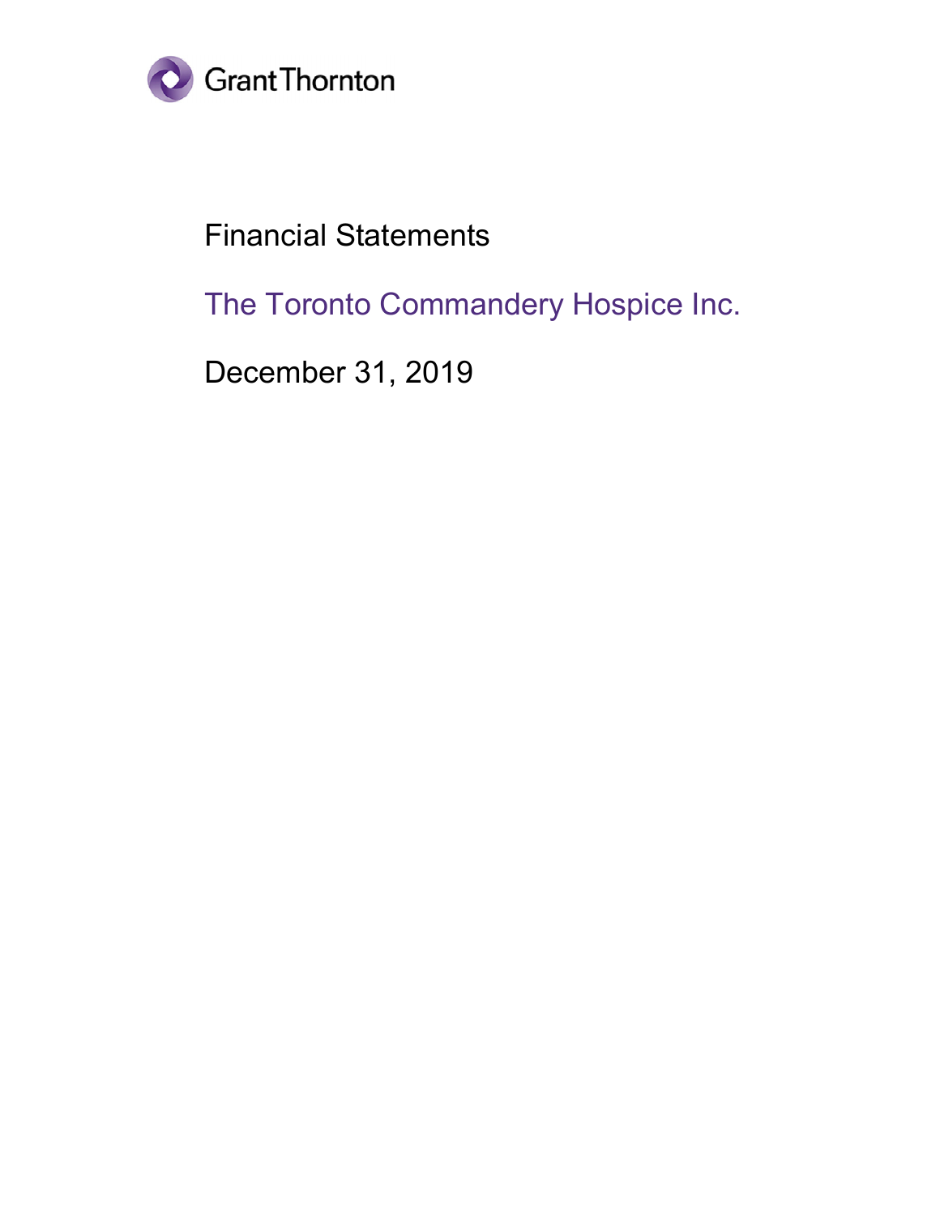Grant Thornton

# Financial Statements

## The Toronto Commandery Hospice Inc.

December 31, 2019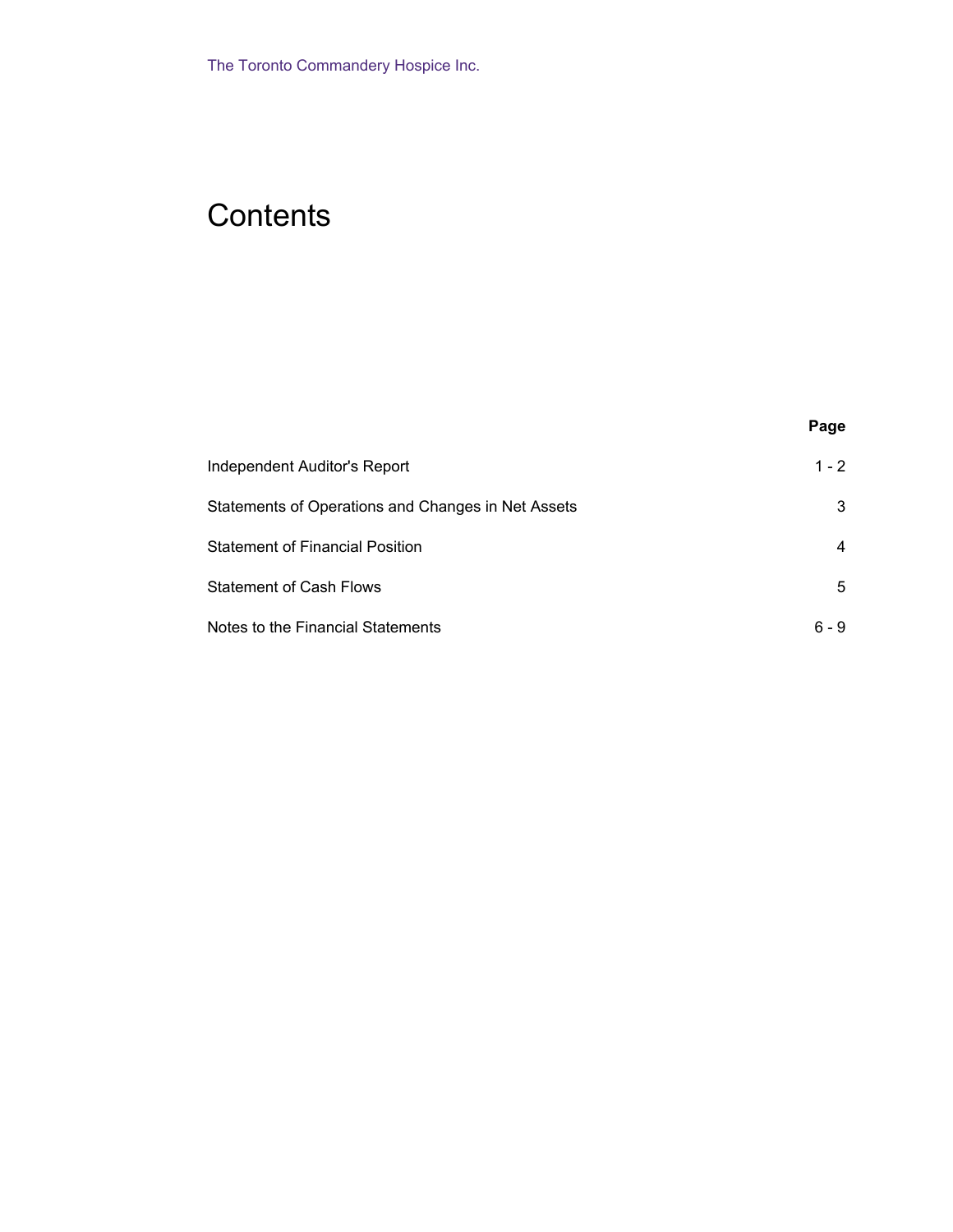The Toronto Commandery Hospice Inc.

# Contents

| | Page |
|---|---|
| Independent Auditor's Report | 1 - 2 |
| Statements of Operations and Changes in Net Assets | 3 |
| Statement of Financial Position | 4 |
| Statement of Cash Flows | 5 |
| Notes to the Financial Statements | 6 - 9 |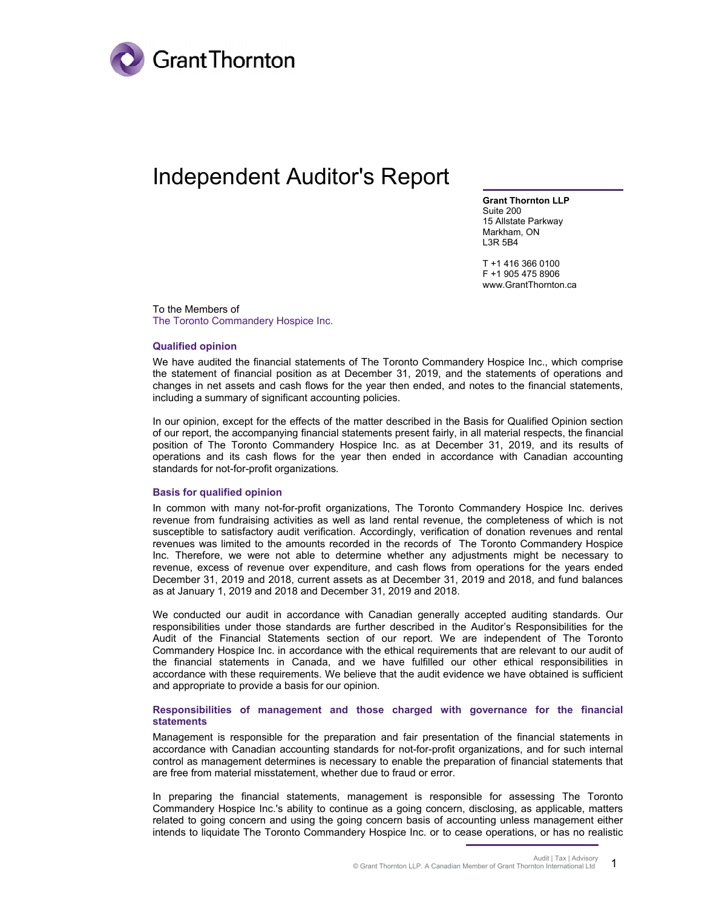# Independent Auditor's Report

**Grant Thornton LLP**
Suite 200
15 Allstate Parkway
Markham, ON
L3R 5B4

T +1 416 366 0100
F +1 905 475 8906
www.GrantThornton.ca

To the Members of
The Toronto Commandery Hospice Inc.

### Qualified opinion

We have audited the financial statements of The Toronto Commandery Hospice Inc., which comprise the statement of financial position as at December 31, 2019, and the statements of operations and changes in net assets and cash flows for the year then ended, and notes to the financial statements, including a summary of significant accounting policies.

In our opinion, except for the effects of the matter described in the Basis for Qualified Opinion section of our report, the accompanying financial statements present fairly, in all material respects, the financial position of The Toronto Commandery Hospice Inc. as at December 31, 2019, and its results of operations and its cash flows for the year then ended in accordance with Canadian accounting standards for not-for-profit organizations.

### Basis for qualified opinion

In common with many not-for-profit organizations, The Toronto Commandery Hospice Inc. derives revenue from fundraising activities as well as land rental revenue, the completeness of which is not susceptible to satisfactory audit verification. Accordingly, verification of donation revenues and rental revenues was limited to the amounts recorded in the records of The Toronto Commandery Hospice Inc. Therefore, we were not able to determine whether any adjustments might be necessary to revenue, excess of revenue over expenditure, and cash flows from operations for the years ended December 31, 2019 and 2018, current assets as at December 31, 2019 and 2018, and fund balances as at January 1, 2019 and 2018 and December 31, 2019 and 2018.

We conducted our audit in accordance with Canadian generally accepted auditing standards. Our responsibilities under those standards are further described in the Auditor's Responsibilities for the Audit of the Financial Statements section of our report. We are independent of The Toronto Commandery Hospice Inc. in accordance with the ethical requirements that are relevant to our audit of the financial statements in Canada, and we have fulfilled our other ethical responsibilities in accordance with these requirements. We believe that the audit evidence we have obtained is sufficient and appropriate to provide a basis for our opinion.

### Responsibilities of management and those charged with governance for the financial statements

Management is responsible for the preparation and fair presentation of the financial statements in accordance with Canadian accounting standards for not-for-profit organizations, and for such internal control as management determines is necessary to enable the preparation of financial statements that are free from material misstatement, whether due to fraud or error.

In preparing the financial statements, management is responsible for assessing The Toronto Commandery Hospice Inc.'s ability to continue as a going concern, disclosing, as applicable, matters related to going concern and using the going concern basis of accounting unless management either intends to liquidate The Toronto Commandery Hospice Inc. or to cease operations, or has no realistic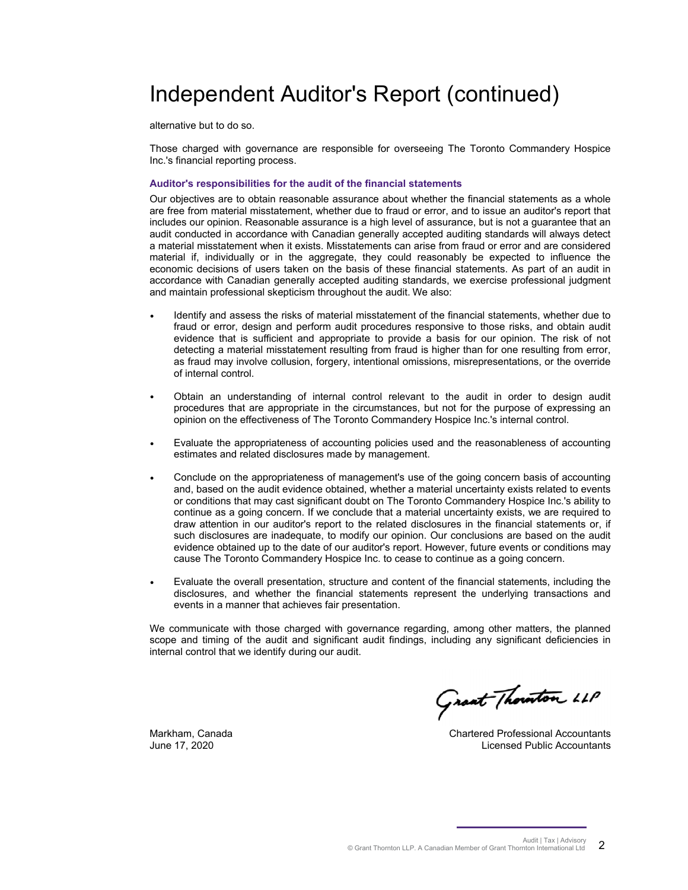# Independent Auditor's Report (continued)

alternative but to do so.

Those charged with governance are responsible for overseeing The Toronto Commandery Hospice Inc.'s financial reporting process.

### Auditor's responsibilities for the audit of the financial statements

Our objectives are to obtain reasonable assurance about whether the financial statements as a whole are free from material misstatement, whether due to fraud or error, and to issue an auditor's report that includes our opinion. Reasonable assurance is a high level of assurance, but is not a guarantee that an audit conducted in accordance with Canadian generally accepted auditing standards will always detect a material misstatement when it exists. Misstatements can arise from fraud or error and are considered material if, individually or in the aggregate, they could reasonably be expected to influence the economic decisions of users taken on the basis of these financial statements. As part of an audit in accordance with Canadian generally accepted auditing standards, we exercise professional judgment and maintain professional skepticism throughout the audit. We also:

- Identify and assess the risks of material misstatement of the financial statements, whether due to fraud or error, design and perform audit procedures responsive to those risks, and obtain audit evidence that is sufficient and appropriate to provide a basis for our opinion. The risk of not detecting a material misstatement resulting from fraud is higher than for one resulting from error, as fraud may involve collusion, forgery, intentional omissions, misrepresentations, or the override of internal control.

- Obtain an understanding of internal control relevant to the audit in order to design audit procedures that are appropriate in the circumstances, but not for the purpose of expressing an opinion on the effectiveness of The Toronto Commandery Hospice Inc.'s internal control.

- Evaluate the appropriateness of accounting policies used and the reasonableness of accounting estimates and related disclosures made by management.

- Conclude on the appropriateness of management's use of the going concern basis of accounting and, based on the audit evidence obtained, whether a material uncertainty exists related to events or conditions that may cast significant doubt on The Toronto Commandery Hospice Inc.'s ability to continue as a going concern. If we conclude that a material uncertainty exists, we are required to draw attention in our auditor's report to the related disclosures in the financial statements or, if such disclosures are inadequate, to modify our opinion. Our conclusions are based on the audit evidence obtained up to the date of our auditor's report. However, future events or conditions may cause The Toronto Commandery Hospice Inc. to cease to continue as a going concern.

- Evaluate the overall presentation, structure and content of the financial statements, including the disclosures, and whether the financial statements represent the underlying transactions and events in a manner that achieves fair presentation.

We communicate with those charged with governance regarding, among other matters, the planned scope and timing of the audit and significant audit findings, including any significant deficiencies in internal control that we identify during our audit.

Grant Thornton LLP

Markham, Canada
June 17, 2020

Chartered Professional Accountants
Licensed Public Accountants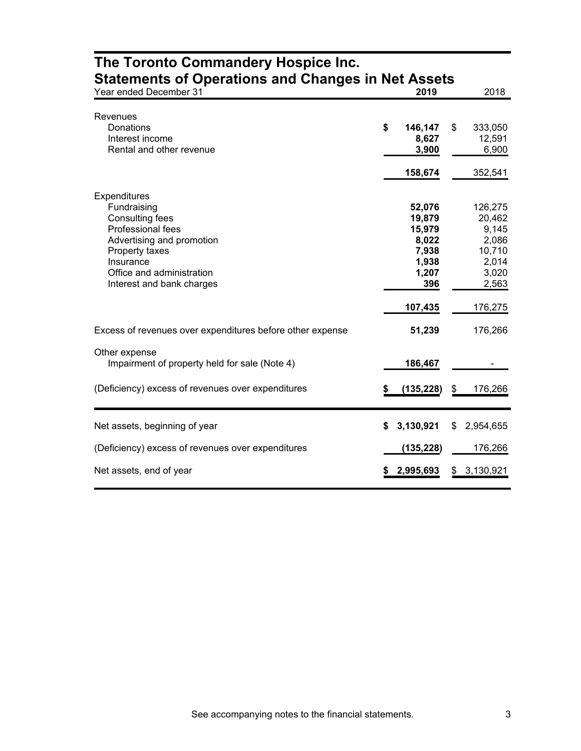# The Toronto Commandery Hospice Inc.
## Statements of Operations and Changes in Net Assets

| Year ended December 31 | 2019 | 2018 |
|---|---|---|
| **Revenues** | | |
| Donations | $ 146,147 | $ 333,050 |
| Interest income | 8,627 | 12,591 |
| Rental and other revenue | 3,900 | 6,900 |
| | 158,674 | 352,541 |
| **Expenditures** | | |
| Fundraising | 52,076 | 126,275 |
| Consulting fees | 19,879 | 20,462 |
| Professional fees | 15,979 | 9,145 |
| Advertising and promotion | 8,022 | 2,086 |
| Property taxes | 7,938 | 10,710 |
| Insurance | 1,938 | 2,014 |
| Office and administration | 1,207 | 3,020 |
| Interest and bank charges | 396 | 2,563 |
| | 107,435 | 176,275 |
| Excess of revenues over expenditures before other expense | 51,239 | 176,266 |
| **Other expense** | | |
| Impairment of property held for sale (Note 4) | 186,467 | - |
| (Deficiency) excess of revenues over expenditures | $ (135,228) | $ 176,266 |

| | 2019 | 2018 |
|---|---|---|
| Net assets, beginning of year | $ 3,130,921 | $ 2,954,655 |
| (Deficiency) excess of revenues over expenditures | (135,228) | 176,266 |
| Net assets, end of year | $ 2,995,693 | $ 3,130,921 |

See accompanying notes to the financial statements.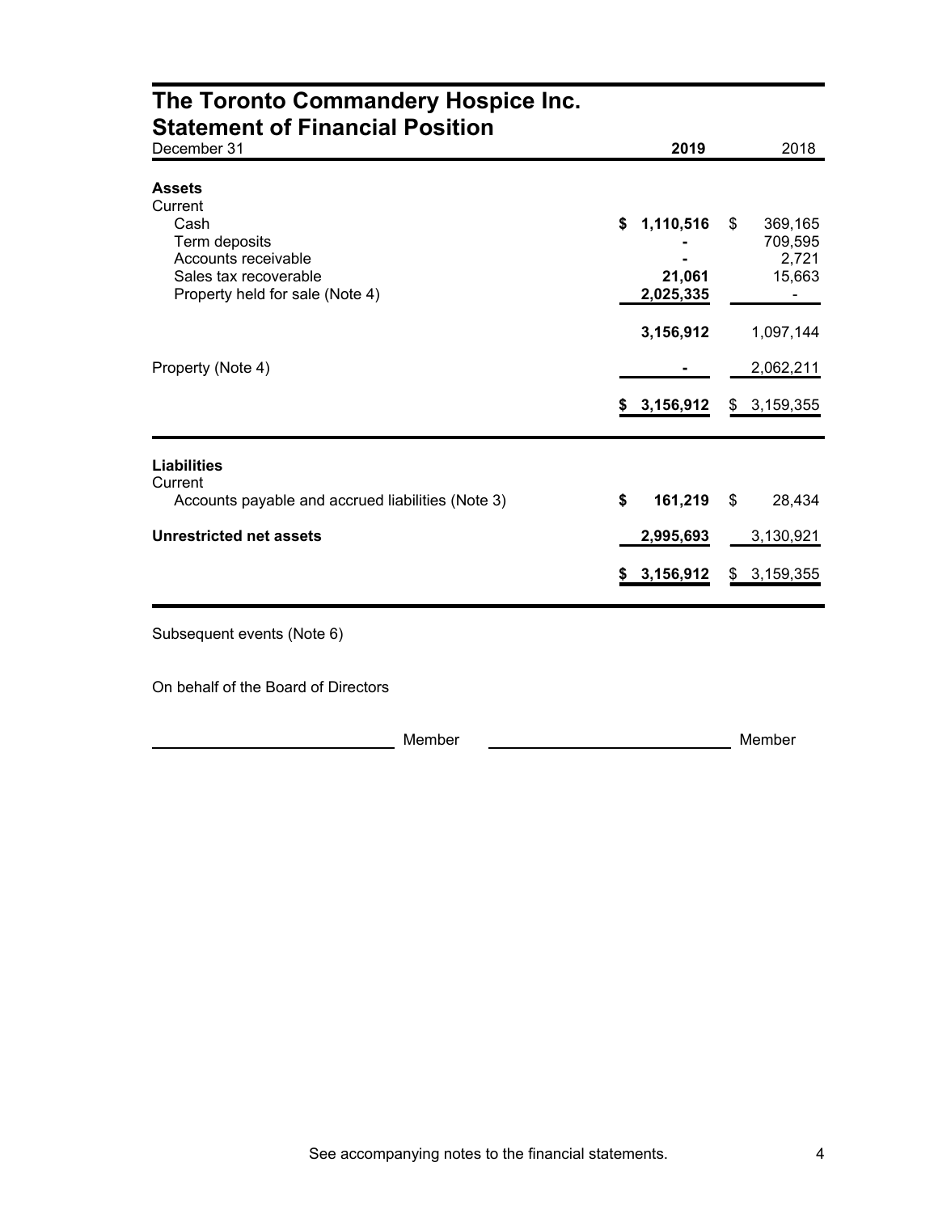# The Toronto Commandery Hospice Inc.
## Statement of Financial Position

| December 31 | 2019 | 2018 |
|---|---|---|
| **Assets** | | |
| Current | | |
| Cash | **$ 1,110,516** | $ 369,165 |
| Term deposits | **-** | 709,595 |
| Accounts receivable | **-** | 2,721 |
| Sales tax recoverable | **21,061** | 15,663 |
| Property held for sale (Note 4) | **2,025,335** | - |
| | **3,156,912** | 1,097,144 |
| Property (Note 4) | **-** | 2,062,211 |
| | **$ 3,156,912** | $ 3,159,355 |
| **Liabilities** | | |
| Current | | |
| Accounts payable and accrued liabilities (Note 3) | **$ 161,219** | $ 28,434 |
| **Unrestricted net assets** | **2,995,693** | 3,130,921 |
| | **$ 3,156,912** | $ 3,159,355 |

Subsequent events (Note 6)

On behalf of the Board of Directors

\_\_\_\_\_\_\_\_\_\_\_\_\_\_\_\_\_\_\_\_ Member \_\_\_\_\_\_\_\_\_\_\_\_\_\_\_\_\_\_\_\_ Member

See accompanying notes to the financial statements.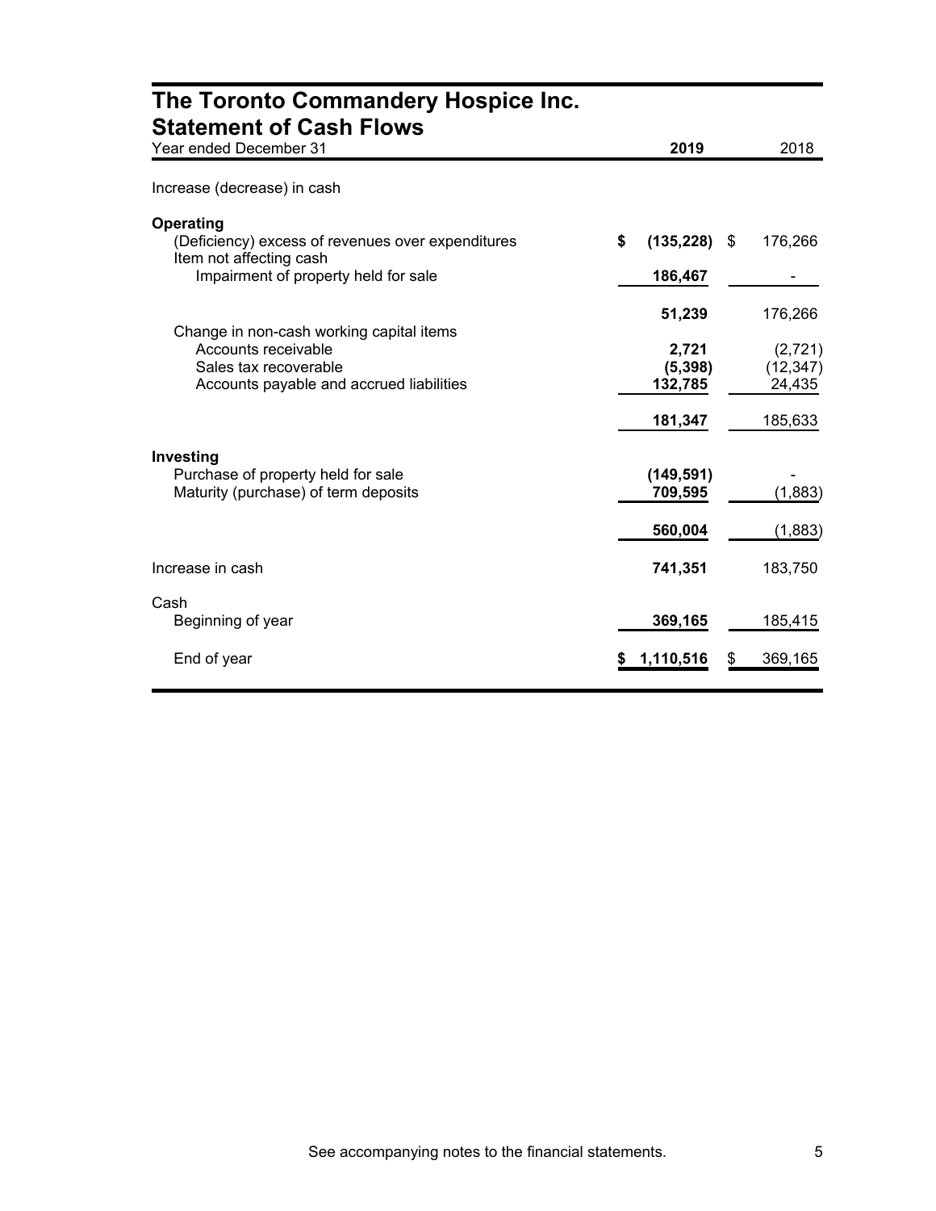# The Toronto Commandery Hospice Inc.
## Statement of Cash Flows

| Year ended December 31 | 2019 | 2018 |
|---|---|---|
| Increase (decrease) in cash | | |
| **Operating** | | |
| (Deficiency) excess of revenues over expenditures | $ (135,228) | $ 176,266 |
| Item not affecting cash | | |
| Impairment of property held for sale | 186,467 | - |
| | 51,239 | 176,266 |
| Change in non-cash working capital items | | |
| Accounts receivable | 2,721 | (2,721) |
| Sales tax recoverable | (5,398) | (12,347) |
| Accounts payable and accrued liabilities | 132,785 | 24,435 |
| | 181,347 | 185,633 |
| **Investing** | | |
| Purchase of property held for sale | (149,591) | - |
| Maturity (purchase) of term deposits | 709,595 | (1,883) |
| | 560,004 | (1,883) |
| Increase in cash | 741,351 | 183,750 |
| Cash | | |
| Beginning of year | 369,165 | 185,415 |
| End of year | $ 1,110,516 | $ 369,165 |

See accompanying notes to the financial statements.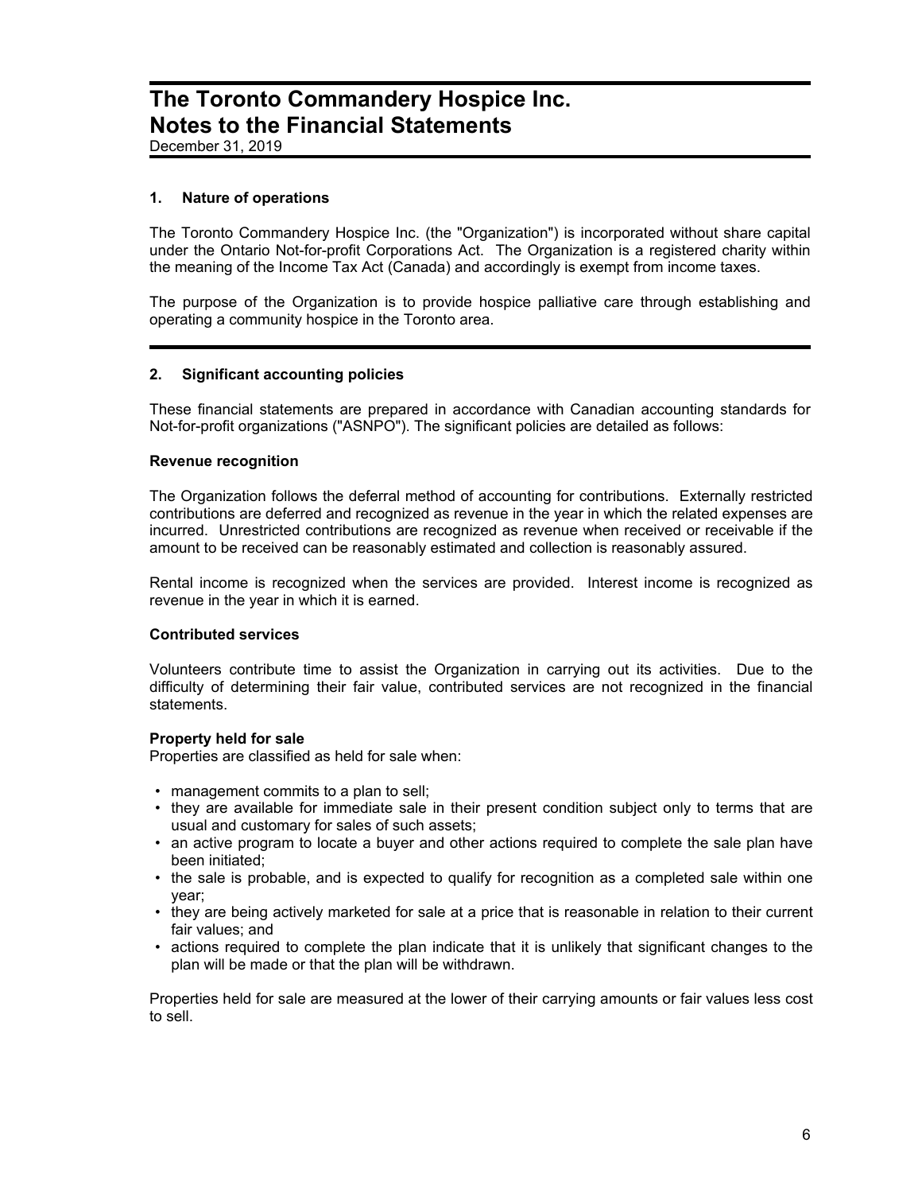# The Toronto Commandery Hospice Inc.
# Notes to the Financial Statements

December 31, 2019

## 1. Nature of operations

The Toronto Commandery Hospice Inc. (the "Organization") is incorporated without share capital under the Ontario Not-for-profit Corporations Act. The Organization is a registered charity within the meaning of the Income Tax Act (Canada) and accordingly is exempt from income taxes.

The purpose of the Organization is to provide hospice palliative care through establishing and operating a community hospice in the Toronto area.

## 2. Significant accounting policies

These financial statements are prepared in accordance with Canadian accounting standards for Not-for-profit organizations ("ASNPO"). The significant policies are detailed as follows:

### Revenue recognition

The Organization follows the deferral method of accounting for contributions. Externally restricted contributions are deferred and recognized as revenue in the year in which the related expenses are incurred. Unrestricted contributions are recognized as revenue when received or receivable if the amount to be received can be reasonably estimated and collection is reasonably assured.

Rental income is recognized when the services are provided. Interest income is recognized as revenue in the year in which it is earned.

### Contributed services

Volunteers contribute time to assist the Organization in carrying out its activities. Due to the difficulty of determining their fair value, contributed services are not recognized in the financial statements.

### Property held for sale

Properties are classified as held for sale when:

- management commits to a plan to sell;
- they are available for immediate sale in their present condition subject only to terms that are usual and customary for sales of such assets;
- an active program to locate a buyer and other actions required to complete the sale plan have been initiated;
- the sale is probable, and is expected to qualify for recognition as a completed sale within one year;
- they are being actively marketed for sale at a price that is reasonable in relation to their current fair values; and
- actions required to complete the plan indicate that it is unlikely that significant changes to the plan will be made or that the plan will be withdrawn.

Properties held for sale are measured at the lower of their carrying amounts or fair values less cost to sell.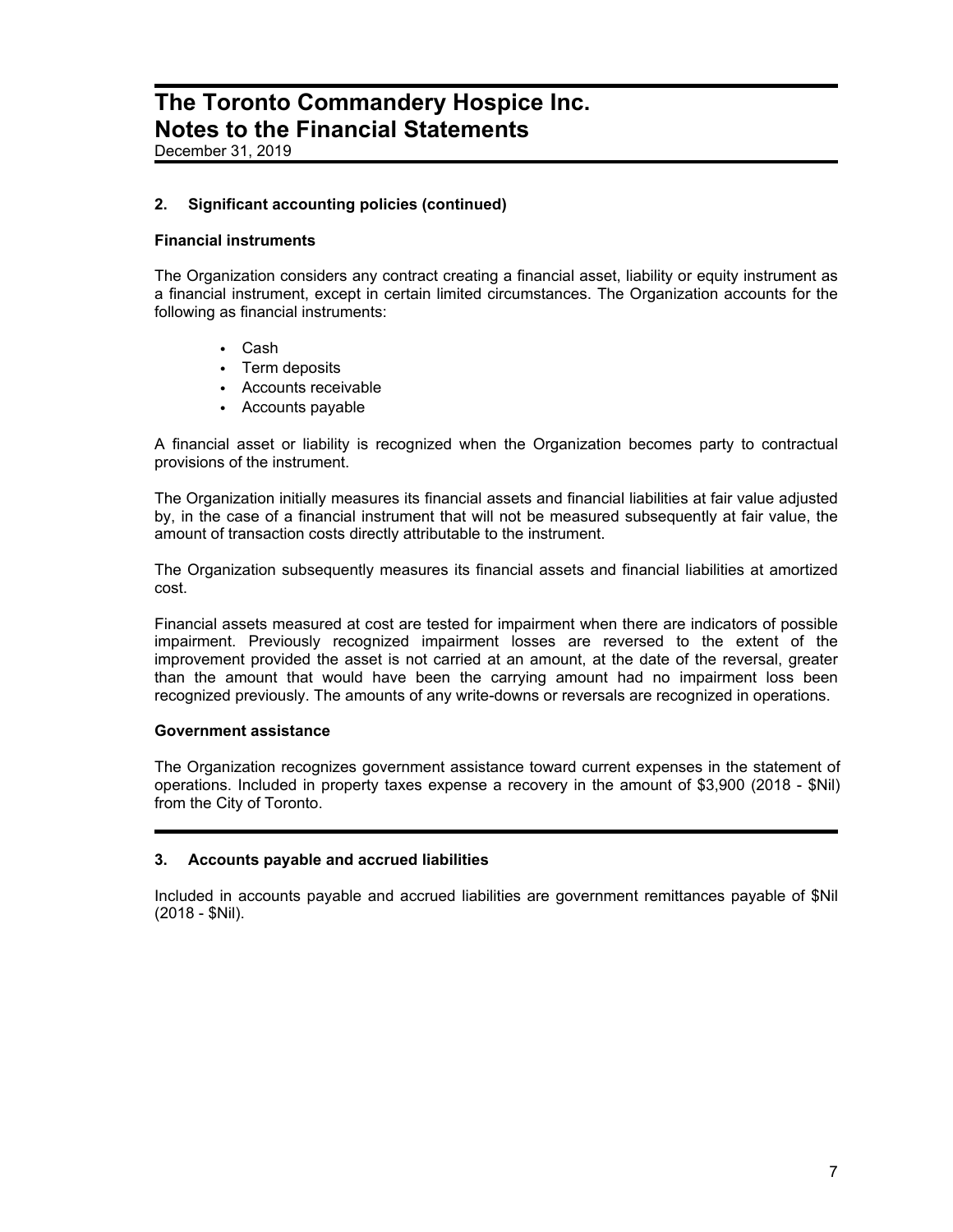# The Toronto Commandery Hospice Inc.
# Notes to the Financial Statements

December 31, 2019

### 2. Significant accounting policies (continued)

#### Financial instruments

The Organization considers any contract creating a financial asset, liability or equity instrument as a financial instrument, except in certain limited circumstances. The Organization accounts for the following as financial instruments:

- Cash
- Term deposits
- Accounts receivable
- Accounts payable

A financial asset or liability is recognized when the Organization becomes party to contractual provisions of the instrument.

The Organization initially measures its financial assets and financial liabilities at fair value adjusted by, in the case of a financial instrument that will not be measured subsequently at fair value, the amount of transaction costs directly attributable to the instrument.

The Organization subsequently measures its financial assets and financial liabilities at amortized cost.

Financial assets measured at cost are tested for impairment when there are indicators of possible impairment. Previously recognized impairment losses are reversed to the extent of the improvement provided the asset is not carried at an amount, at the date of the reversal, greater than the amount that would have been the carrying amount had no impairment loss been recognized previously. The amounts of any write-downs or reversals are recognized in operations.

#### Government assistance

The Organization recognizes government assistance toward current expenses in the statement of operations. Included in property taxes expense a recovery in the amount of $3,900 (2018 - $Nil) from the City of Toronto.

### 3. Accounts payable and accrued liabilities

Included in accounts payable and accrued liabilities are government remittances payable of $Nil (2018 - $Nil).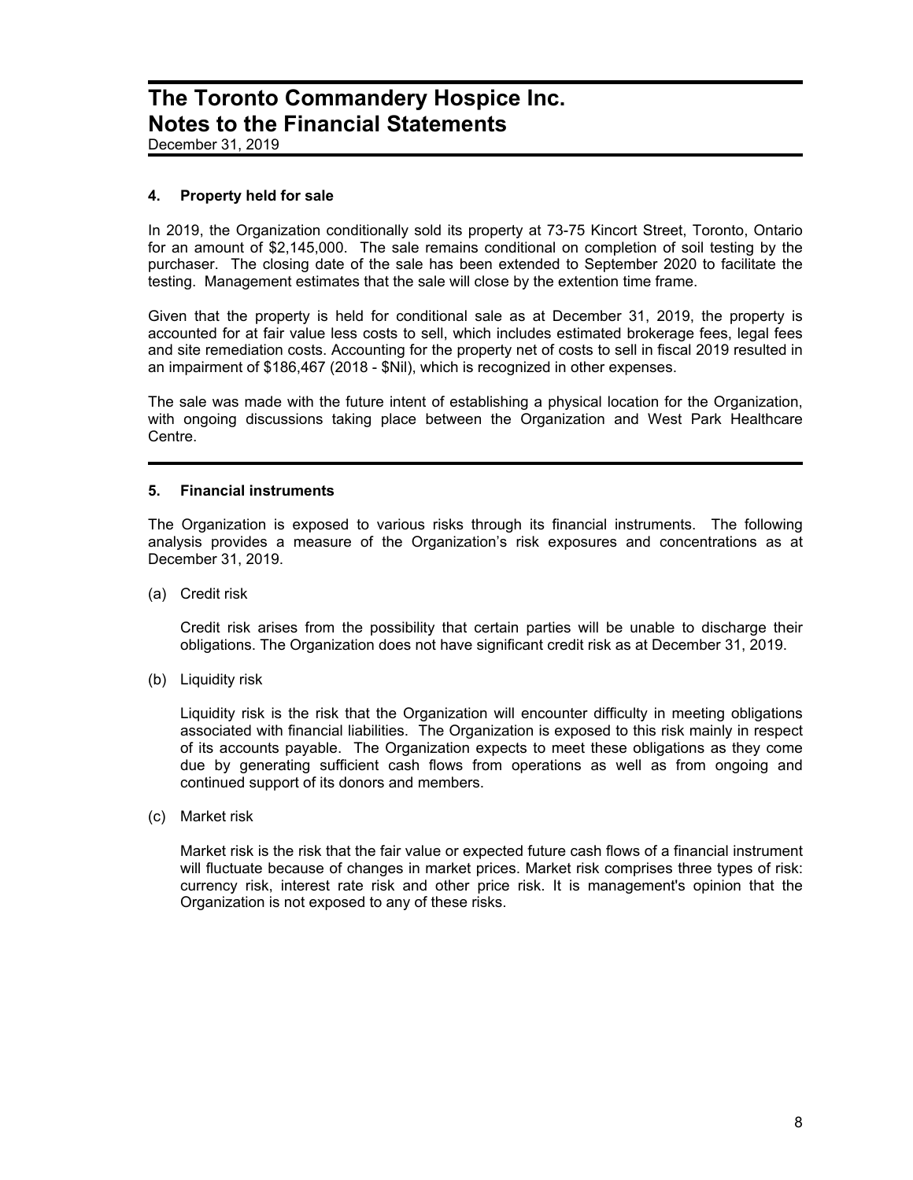## 4. Property held for sale

In 2019, the Organization conditionally sold its property at 73-75 Kincort Street, Toronto, Ontario for an amount of $2,145,000. The sale remains conditional on completion of soil testing by the purchaser. The closing date of the sale has been extended to September 2020 to facilitate the testing. Management estimates that the sale will close by the extention time frame.

Given that the property is held for conditional sale as at December 31, 2019, the property is accounted for at fair value less costs to sell, which includes estimated brokerage fees, legal fees and site remediation costs. Accounting for the property net of costs to sell in fiscal 2019 resulted in an impairment of $186,467 (2018 - $Nil), which is recognized in other expenses.

The sale was made with the future intent of establishing a physical location for the Organization, with ongoing discussions taking place between the Organization and West Park Healthcare Centre.

## 5. Financial instruments

The Organization is exposed to various risks through its financial instruments. The following analysis provides a measure of the Organization's risk exposures and concentrations as at December 31, 2019.

(a) Credit risk

Credit risk arises from the possibility that certain parties will be unable to discharge their obligations. The Organization does not have significant credit risk as at December 31, 2019.

(b) Liquidity risk

Liquidity risk is the risk that the Organization will encounter difficulty in meeting obligations associated with financial liabilities. The Organization is exposed to this risk mainly in respect of its accounts payable. The Organization expects to meet these obligations as they come due by generating sufficient cash flows from operations as well as from ongoing and continued support of its donors and members.

(c) Market risk

Market risk is the risk that the fair value or expected future cash flows of a financial instrument will fluctuate because of changes in market prices. Market risk comprises three types of risk: currency risk, interest rate risk and other price risk. It is management's opinion that the Organization is not exposed to any of these risks.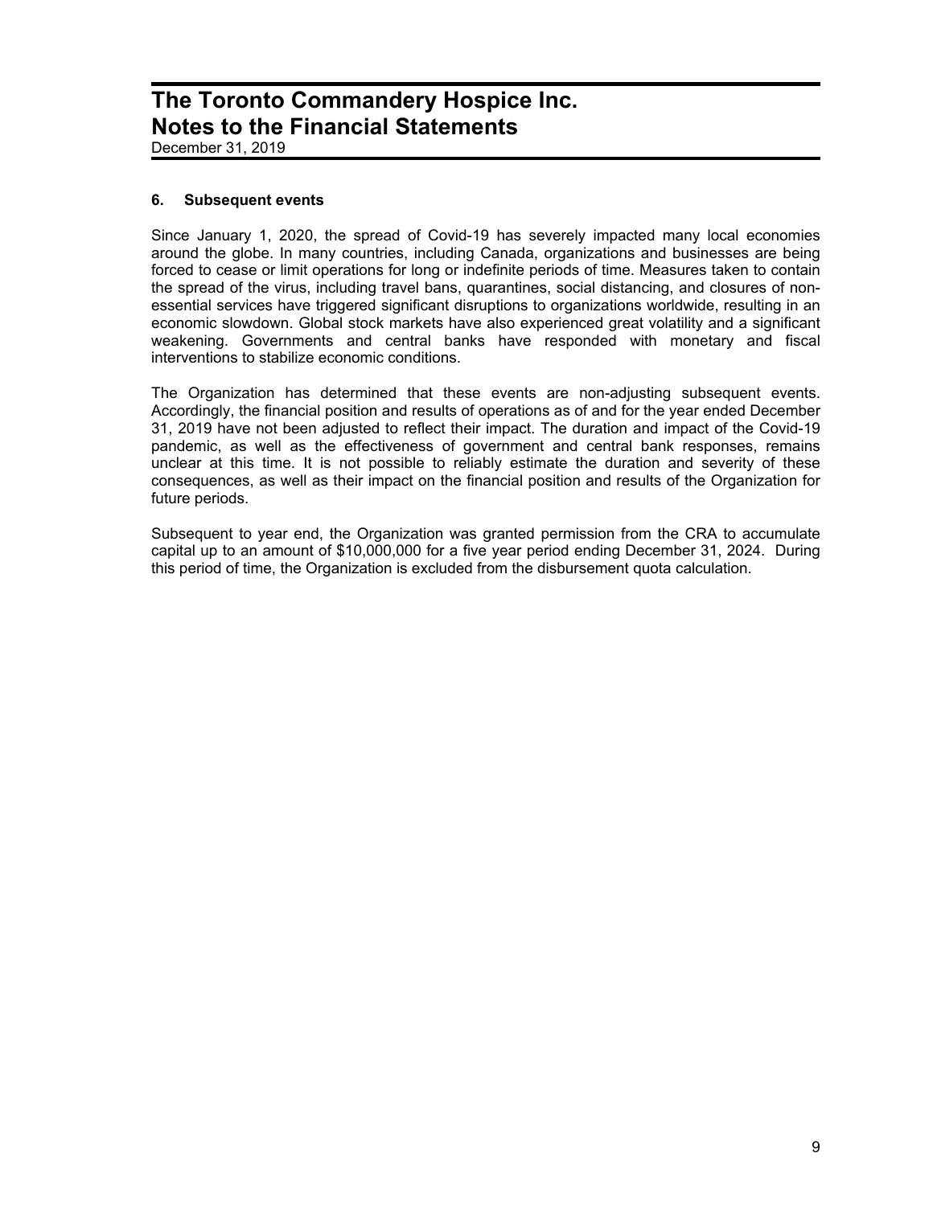# The Toronto Commandery Hospice Inc.
# Notes to the Financial Statements

December 31, 2019

### 6. Subsequent events

Since January 1, 2020, the spread of Covid-19 has severely impacted many local economies around the globe. In many countries, including Canada, organizations and businesses are being forced to cease or limit operations for long or indefinite periods of time. Measures taken to contain the spread of the virus, including travel bans, quarantines, social distancing, and closures of non-essential services have triggered significant disruptions to organizations worldwide, resulting in an economic slowdown. Global stock markets have also experienced great volatility and a significant weakening. Governments and central banks have responded with monetary and fiscal interventions to stabilize economic conditions.

The Organization has determined that these events are non-adjusting subsequent events. Accordingly, the financial position and results of operations as of and for the year ended December 31, 2019 have not been adjusted to reflect their impact. The duration and impact of the Covid-19 pandemic, as well as the effectiveness of government and central bank responses, remains unclear at this time. It is not possible to reliably estimate the duration and severity of these consequences, as well as their impact on the financial position and results of the Organization for future periods.

Subsequent to year end, the Organization was granted permission from the CRA to accumulate capital up to an amount of $10,000,000 for a five year period ending December 31, 2024. During this period of time, the Organization is excluded from the disbursement quota calculation.